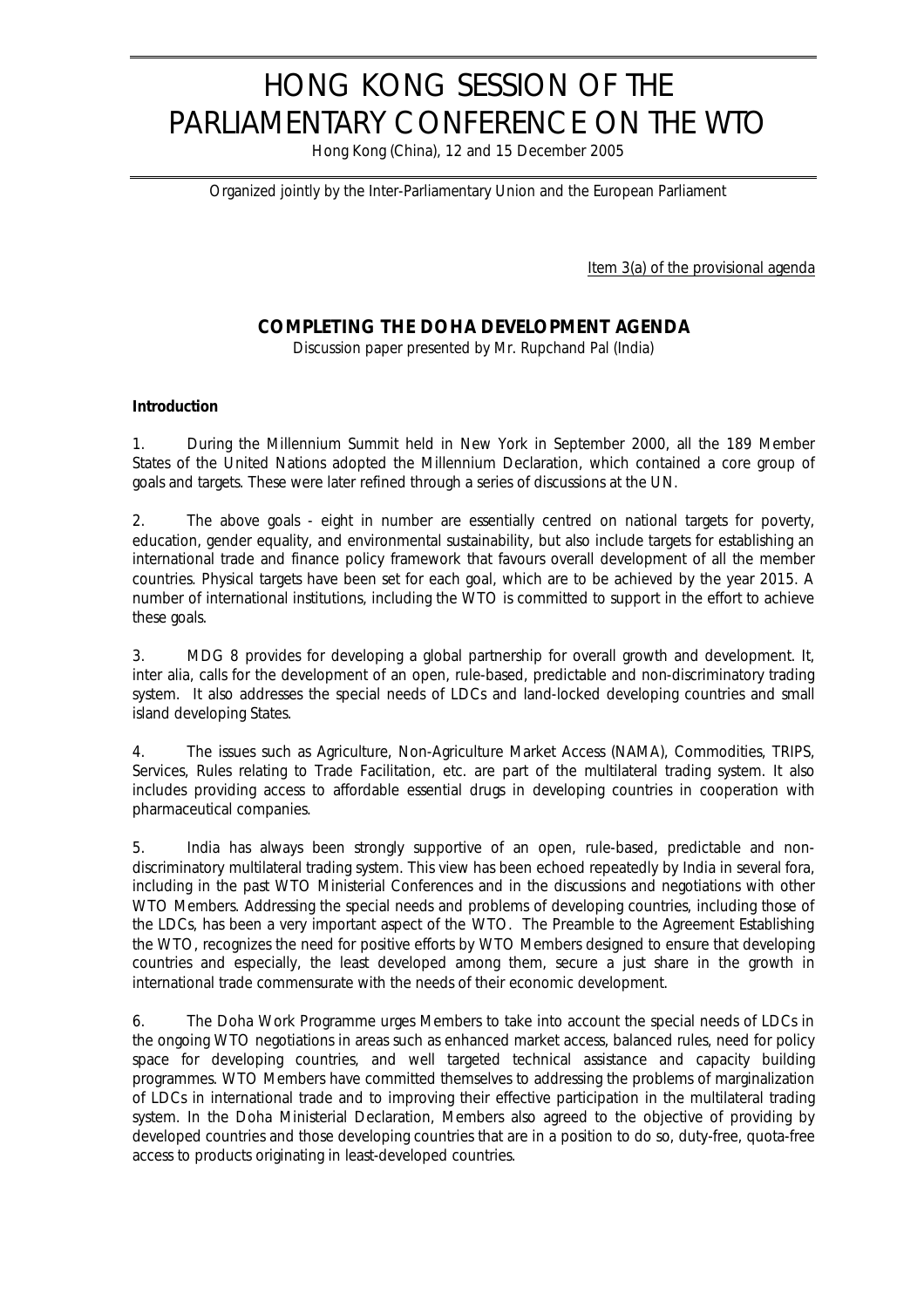# HONG KONG SESSION OF THE PARLIAMENTARY CONFERENCE ON THE WTO

Hong Kong (China), 12 and 15 December 2005

Organized jointly by the Inter-Parliamentary Union and the European Parliament

Item 3(a) of the provisional agenda

## COMPLETING THE DOHA DEVELOPMENT AGENDA

Discussion paper presented by Mr. Rupchand Pal (India)

**Introduction**

1. During the Millennium Summit held in New York in September 2000, all the 189 Member States of the United Nations adopted the Millennium Declaration, which contained a core group of goals and targets. These were later refined through a series of discussions at the UN.

2. The above goals - eight in number are essentially centred on national targets for poverty, education, gender equality, and environmental sustainability, but also include targets for establishing an international trade and finance policy framework that favours overall development of all the member countries. Physical targets have been set for each goal, which are to be achieved by the year 2015. A number of international institutions, including the WTO is committed to support in the effort to achieve these goals.

3. MDG 8 provides for developing a global partnership for overall growth and development. It, inter alia, calls for the development of an open, rule-based, predictable and non-discriminatory trading system. It also addresses the special needs of LDCs and land-locked developing countries and small island developing States.

4. The issues such as Agriculture, Non-Agriculture Market Access (NAMA), Commodities, TRIPS, Services, Rules relating to Trade Facilitation, etc. are part of the multilateral trading system. It also includes providing access to affordable essential drugs in developing countries in cooperation with pharmaceutical companies.

5. India has always been strongly supportive of an open, rule-based, predictable and non-discriminatory multilateral trading system. This view has been echoed repeatedly by India in several fora, including in the past WTO Ministerial Conferences and in the discussions and negotiations with other WTO Members. Addressing the special needs and problems of developing countries, including those of the LDCs, has been a very important aspect of the WTO. The Preamble to the Agreement Establishing the WTO, recognizes the need for positive efforts by WTO Members designed to ensure that developing countries and especially, the least developed among them, secure a just share in the growth in international trade commensurate with the needs of their economic development.

6. The Doha Work Programme urges Members to take into account the special needs of LDCs in the ongoing WTO negotiations in areas such as enhanced market access, balanced rules, need for policy space for developing countries, and well targeted technical assistance and capacity building programmes. WTO Members have committed themselves to addressing the problems of marginalization of LDCs in international trade and to improving their effective participation in the multilateral trading system. In the Doha Ministerial Declaration, Members also agreed to the objective of providing by developed countries and those developing countries that are in a position to do so, duty-free, quota-free access to products originating in least-developed countries.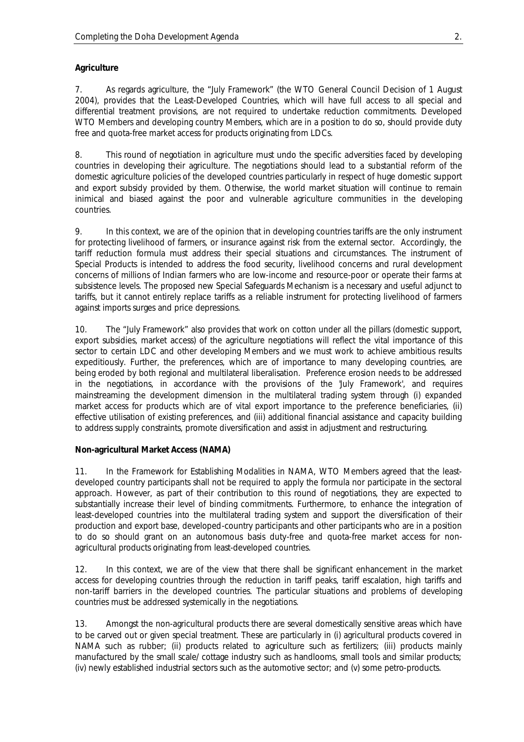**Agriculture**

7. As regards agriculture, the "July Framework" (the WTO General Council Decision of 1 August 2004), provides that the Least-Developed Countries, which will have full access to all special and differential treatment provisions, are not required to undertake reduction commitments. Developed WTO Members and developing country Members, which are in a position to do so, should provide duty free and quota-free market access for products originating from LDCs.

8. This round of negotiation in agriculture must undo the specific adversities faced by developing countries in developing their agriculture. The negotiations should lead to a substantial reform of the domestic agriculture policies of the developed countries particularly in respect of huge domestic support and export subsidy provided by them. Otherwise, the world market situation will continue to remain inimical and biased against the poor and vulnerable agriculture communities in the developing countries.

9. In this context, we are of the opinion that in developing countries tariffs are the only instrument for protecting livelihood of farmers, or insurance against risk from the external sector. Accordingly, the tariff reduction formula must address their special situations and circumstances. The instrument of Special Products is intended to address the food security, livelihood concerns and rural development concerns of millions of Indian farmers who are low-income and resource-poor or operate their farms at subsistence levels. The proposed new Special Safeguards Mechanism is a necessary and useful adjunct to tariffs, but it cannot entirely replace tariffs as a reliable instrument for protecting livelihood of farmers against imports surges and price depressions.

10. The "July Framework" also provides that work on cotton under all the pillars (domestic support, export subsidies, market access) of the agriculture negotiations will reflect the vital importance of this sector to certain LDC and other developing Members and we must work to achieve ambitious results expeditiously. Further, the preferences, which are of importance to many developing countries, are being eroded by both regional and multilateral liberalisation. Preference erosion needs to be addressed in the negotiations, in accordance with the provisions of the 'July Framework', and requires mainstreaming the development dimension in the multilateral trading system through (i) expanded market access for products which are of vital export importance to the preference beneficiaries, (ii) effective utilisation of existing preferences, and (iii) additional financial assistance and capacity building to address supply constraints, promote diversification and assist in adjustment and restructuring.

**Non-agricultural Market Access (NAMA)**

11. In the Framework for Establishing Modalities in NAMA, WTO Members agreed that the least-developed country participants shall not be required to apply the formula nor participate in the sectoral approach. However, as part of their contribution to this round of negotiations, they are expected to substantially increase their level of binding commitments. Furthermore, to enhance the integration of least-developed countries into the multilateral trading system and support the diversification of their production and export base, developed-country participants and other participants who are in a position to do so should grant on an autonomous basis duty-free and quota-free market access for non-agricultural products originating from least-developed countries.

12. In this context, we are of the view that there shall be significant enhancement in the market access for developing countries through the reduction in tariff peaks, tariff escalation, high tariffs and non-tariff barriers in the developed countries. The particular situations and problems of developing countries must be addressed systemically in the negotiations.

13. Amongst the non-agricultural products there are several domestically sensitive areas which have to be carved out or given special treatment. These are particularly in (i) agricultural products covered in NAMA such as rubber; (ii) products related to agriculture such as fertilizers; (iii) products mainly manufactured by the small scale/ cottage industry such as handlooms, small tools and similar products; (iv) newly established industrial sectors such as the automotive sector; and (v) some petro-products.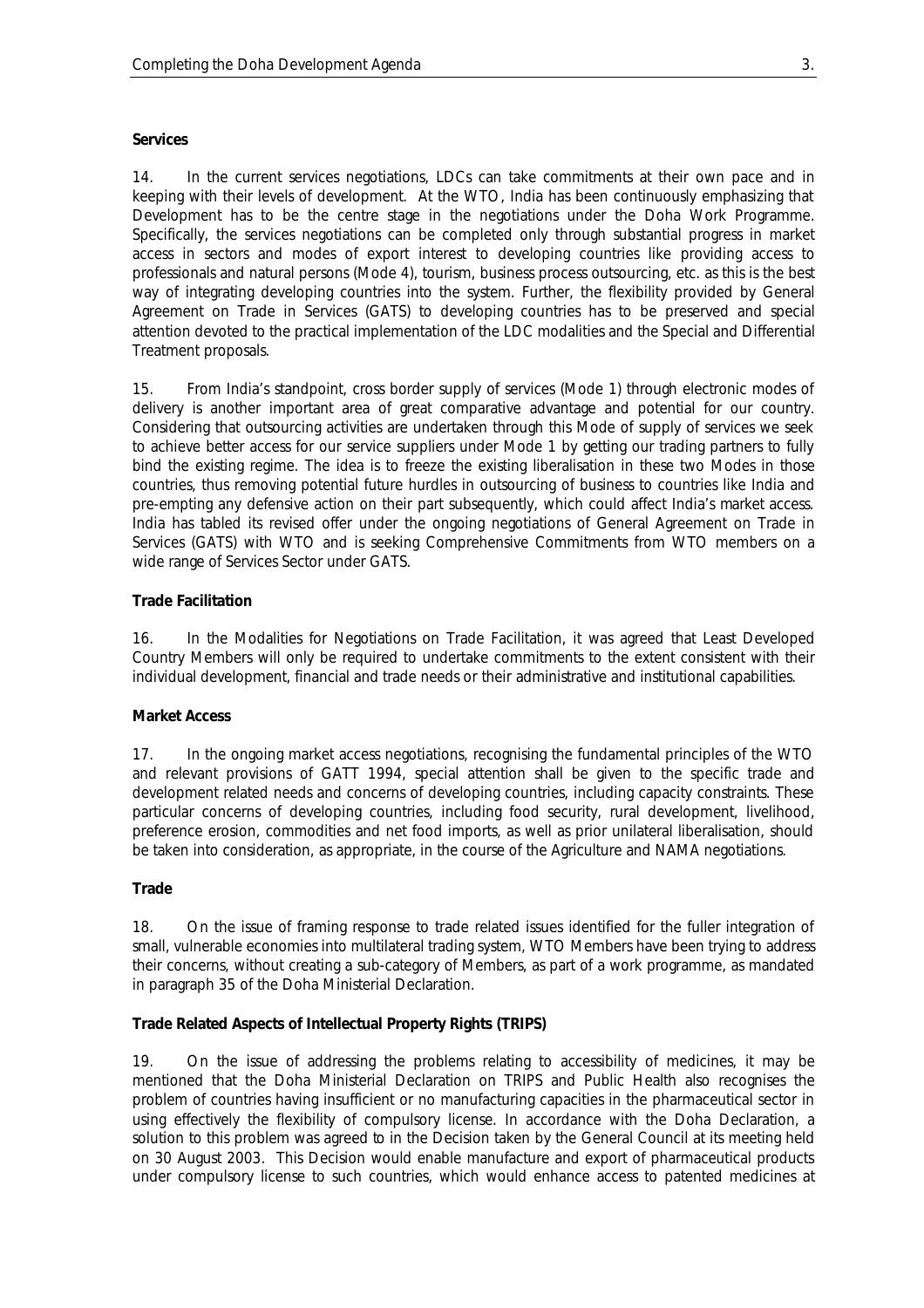**Services**

14. In the current services negotiations, LDCs can take commitments at their own pace and in keeping with their levels of development. At the WTO, India has been continuously emphasizing that Development has to be the centre stage in the negotiations under the Doha Work Programme. Specifically, the services negotiations can be completed only through substantial progress in market access in sectors and modes of export interest to developing countries like providing access to professionals and natural persons (Mode 4), tourism, business process outsourcing, etc. as this is the best way of integrating developing countries into the system. Further, the flexibility provided by General Agreement on Trade in Services (GATS) to developing countries has to be preserved and special attention devoted to the practical implementation of the LDC modalities and the Special and Differential Treatment proposals.

15. From India's standpoint, cross border supply of services (Mode 1) through electronic modes of delivery is another important area of great comparative advantage and potential for our country. Considering that outsourcing activities are undertaken through this Mode of supply of services we seek to achieve better access for our service suppliers under Mode 1 by getting our trading partners to fully bind the existing regime. The idea is to freeze the existing liberalisation in these two Modes in those countries, thus removing potential future hurdles in outsourcing of business to countries like India and pre-empting any defensive action on their part subsequently, which could affect India's market access. India has tabled its revised offer under the ongoing negotiations of General Agreement on Trade in Services (GATS) with WTO and is seeking Comprehensive Commitments from WTO members on a wide range of Services Sector under GATS.

**Trade Facilitation**

16. In the Modalities for Negotiations on Trade Facilitation, it was agreed that Least Developed Country Members will only be required to undertake commitments to the extent consistent with their individual development, financial and trade needs or their administrative and institutional capabilities.

**Market Access**

17. In the ongoing market access negotiations, recognising the fundamental principles of the WTO and relevant provisions of GATT 1994, special attention shall be given to the specific trade and development related needs and concerns of developing countries, including capacity constraints. These particular concerns of developing countries, including food security, rural development, livelihood, preference erosion, commodities and net food imports, as well as prior unilateral liberalisation, should be taken into consideration, as appropriate, in the course of the Agriculture and NAMA negotiations.

**Trade**

18. On the issue of framing response to trade related issues identified for the fuller integration of small, vulnerable economies into multilateral trading system, WTO Members have been trying to address their concerns, without creating a sub-category of Members, as part of a work programme, as mandated in paragraph 35 of the Doha Ministerial Declaration.

**Trade Related Aspects of Intellectual Property Rights (TRIPS)**

19. On the issue of addressing the problems relating to accessibility of medicines, it may be mentioned that the Doha Ministerial Declaration on TRIPS and Public Health also recognises the problem of countries having insufficient or no manufacturing capacities in the pharmaceutical sector in using effectively the flexibility of compulsory license. In accordance with the Doha Declaration, a solution to this problem was agreed to in the Decision taken by the General Council at its meeting held on 30 August 2003. This Decision would enable manufacture and export of pharmaceutical products under compulsory license to such countries, which would enhance access to patented medicines at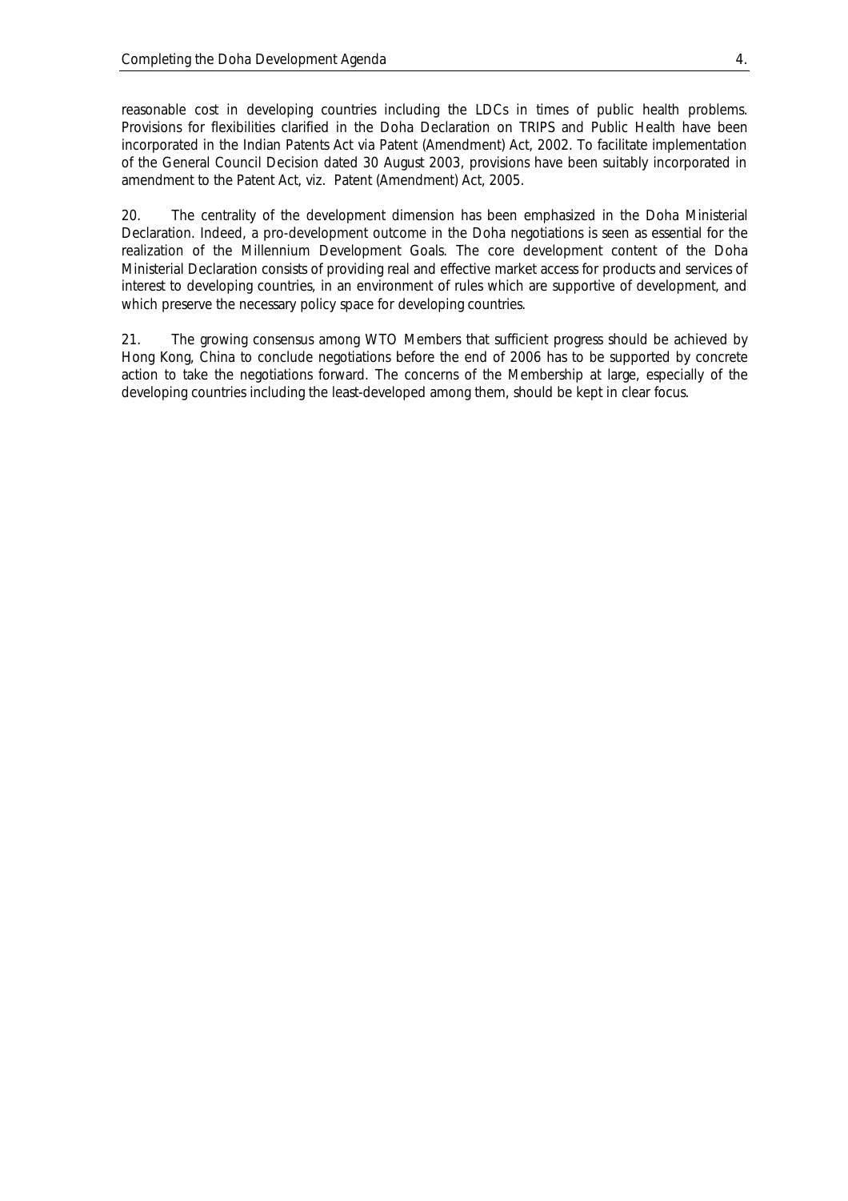reasonable cost in developing countries including the LDCs in times of public health problems. Provisions for flexibilities clarified in the Doha Declaration on TRIPS and Public Health have been incorporated in the Indian Patents Act via Patent (Amendment) Act, 2002. To facilitate implementation of the General Council Decision dated 30 August 2003, provisions have been suitably incorporated in amendment to the Patent Act, viz. Patent (Amendment) Act, 2005.

20. The centrality of the development dimension has been emphasized in the Doha Ministerial Declaration. Indeed, a pro-development outcome in the Doha negotiations is seen as essential for the realization of the Millennium Development Goals. The core development content of the Doha Ministerial Declaration consists of providing real and effective market access for products and services of interest to developing countries, in an environment of rules which are supportive of development, and which preserve the necessary policy space for developing countries.

21. The growing consensus among WTO Members that sufficient progress should be achieved by Hong Kong, China to conclude negotiations before the end of 2006 has to be supported by concrete action to take the negotiations forward. The concerns of the Membership at large, especially of the developing countries including the least-developed among them, should be kept in clear focus.